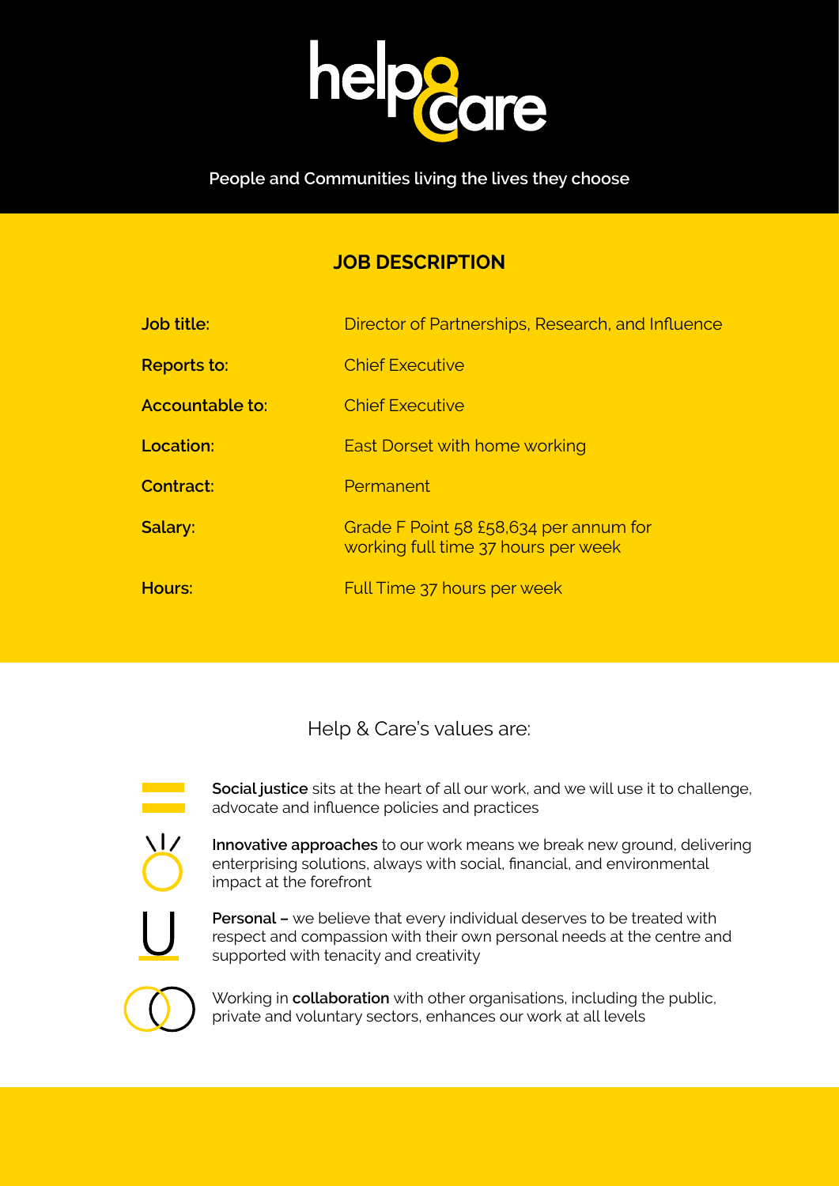help&care

People and Communities living the lives they choose

# JOB DESCRIPTION

| | |
|---|---|
| **Job title:** | Director of Partnerships, Research, and Influence |
| **Reports to:** | Chief Executive |
| **Accountable to:** | Chief Executive |
| **Location:** | East Dorset with home working |
| **Contract:** | Permanent |
| **Salary:** | Grade F Point 58 £58,634 per annum for working full time 37 hours per week |
| **Hours:** | Full Time 37 hours per week |

Help & Care's values are:

**Social justice** sits at the heart of all our work, and we will use it to challenge, advocate and influence policies and practices

**Innovative approaches** to our work means we break new ground, delivering enterprising solutions, always with social, financial, and environmental impact at the forefront

**Personal –** we believe that every individual deserves to be treated with respect and compassion with their own personal needs at the centre and supported with tenacity and creativity

Working in **collaboration** with other organisations, including the public, private and voluntary sectors, enhances our work at all levels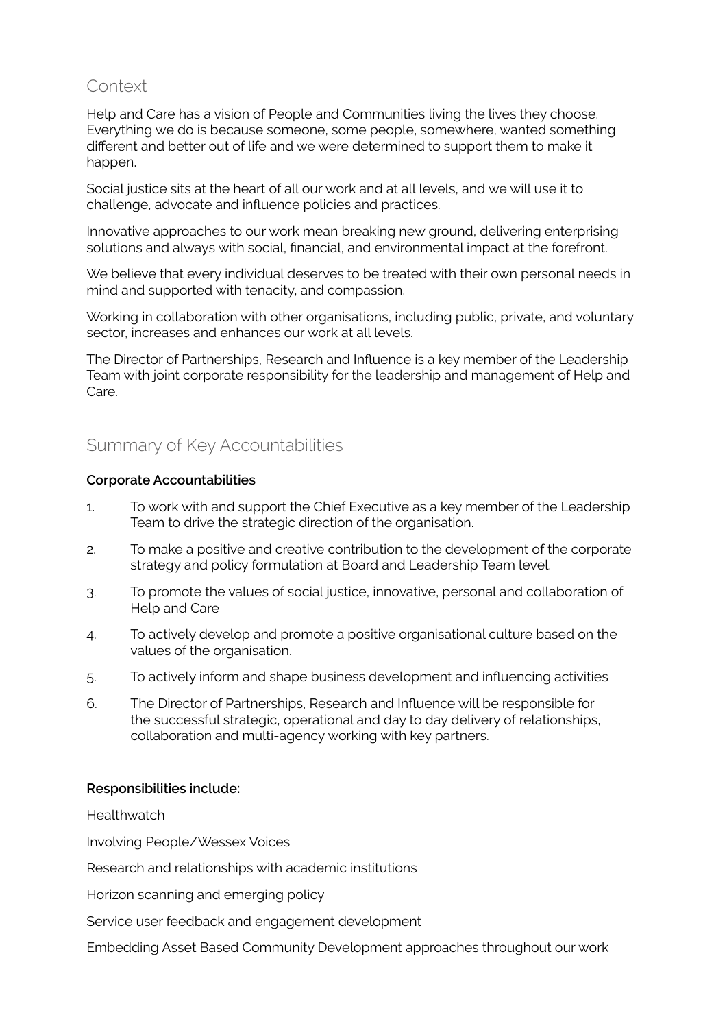## Context

Help and Care has a vision of People and Communities living the lives they choose. Everything we do is because someone, some people, somewhere, wanted something different and better out of life and we were determined to support them to make it happen.

Social justice sits at the heart of all our work and at all levels, and we will use it to challenge, advocate and influence policies and practices.

Innovative approaches to our work mean breaking new ground, delivering enterprising solutions and always with social, financial, and environmental impact at the forefront.

We believe that every individual deserves to be treated with their own personal needs in mind and supported with tenacity, and compassion.

Working in collaboration with other organisations, including public, private, and voluntary sector, increases and enhances our work at all levels.

The Director of Partnerships, Research and Influence is a key member of the Leadership Team with joint corporate responsibility for the leadership and management of Help and Care.

## Summary of Key Accountabilities

**Corporate Accountabilities**

1. To work with and support the Chief Executive as a key member of the Leadership Team to drive the strategic direction of the organisation.
2. To make a positive and creative contribution to the development of the corporate strategy and policy formulation at Board and Leadership Team level.
3. To promote the values of social justice, innovative, personal and collaboration of Help and Care
4. To actively develop and promote a positive organisational culture based on the values of the organisation.
5. To actively inform and shape business development and influencing activities
6. The Director of Partnerships, Research and Influence will be responsible for the successful strategic, operational and day to day delivery of relationships, collaboration and multi-agency working with key partners.

**Responsibilities include:**

Healthwatch

Involving People/Wessex Voices

Research and relationships with academic institutions

Horizon scanning and emerging policy

Service user feedback and engagement development

Embedding Asset Based Community Development approaches throughout our work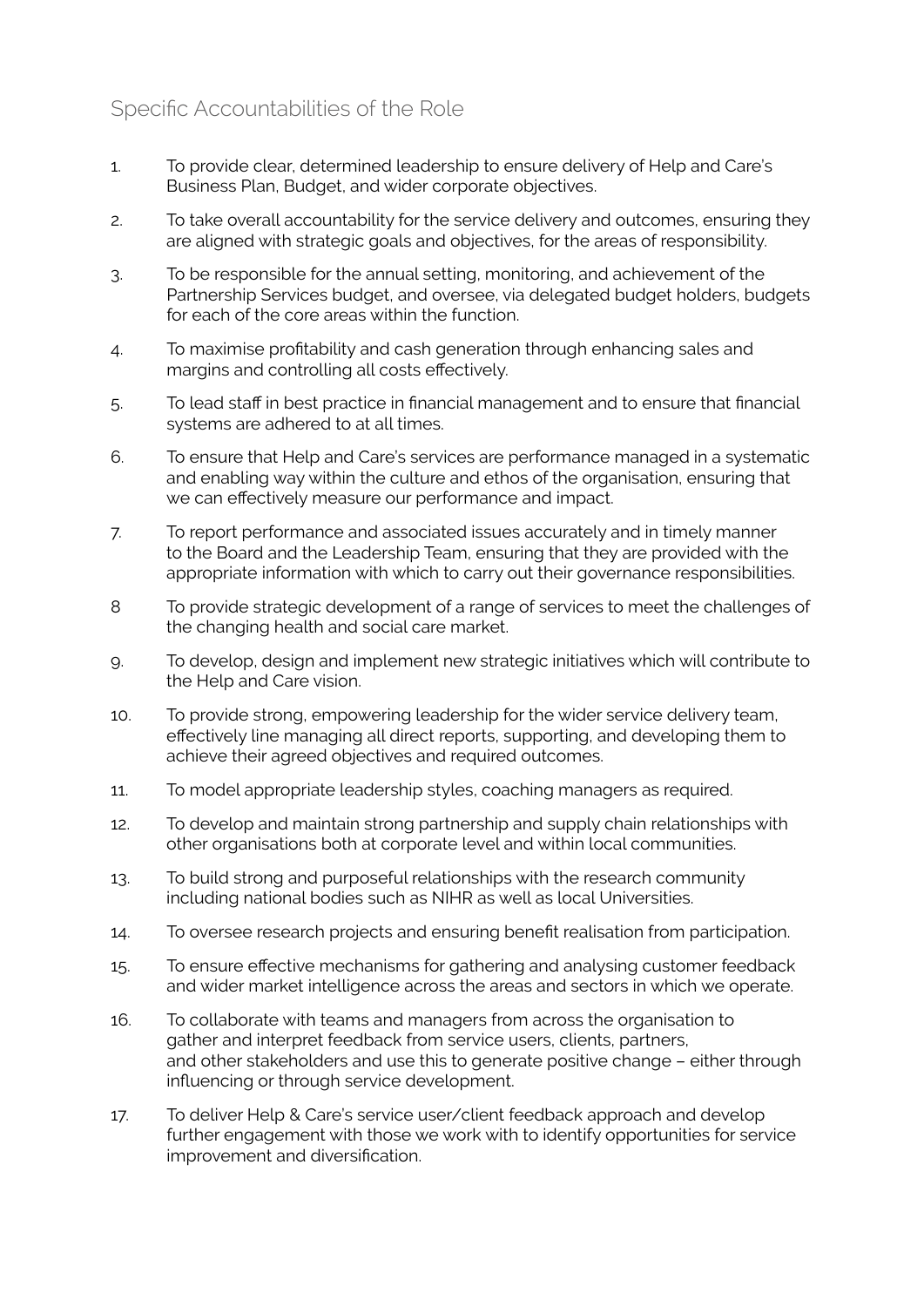## Specific Accountabilities of the Role

1. To provide clear, determined leadership to ensure delivery of Help and Care's Business Plan, Budget, and wider corporate objectives.
2. To take overall accountability for the service delivery and outcomes, ensuring they are aligned with strategic goals and objectives, for the areas of responsibility.
3. To be responsible for the annual setting, monitoring, and achievement of the Partnership Services budget, and oversee, via delegated budget holders, budgets for each of the core areas within the function.
4. To maximise profitability and cash generation through enhancing sales and margins and controlling all costs effectively.
5. To lead staff in best practice in financial management and to ensure that financial systems are adhered to at all times.
6. To ensure that Help and Care's services are performance managed in a systematic and enabling way within the culture and ethos of the organisation, ensuring that we can effectively measure our performance and impact.
7. To report performance and associated issues accurately and in timely manner to the Board and the Leadership Team, ensuring that they are provided with the appropriate information with which to carry out their governance responsibilities.
8. To provide strategic development of a range of services to meet the challenges of the changing health and social care market.
9. To develop, design and implement new strategic initiatives which will contribute to the Help and Care vision.
10. To provide strong, empowering leadership for the wider service delivery team, effectively line managing all direct reports, supporting, and developing them to achieve their agreed objectives and required outcomes.
11. To model appropriate leadership styles, coaching managers as required.
12. To develop and maintain strong partnership and supply chain relationships with other organisations both at corporate level and within local communities.
13. To build strong and purposeful relationships with the research community including national bodies such as NIHR as well as local Universities.
14. To oversee research projects and ensuring benefit realisation from participation.
15. To ensure effective mechanisms for gathering and analysing customer feedback and wider market intelligence across the areas and sectors in which we operate.
16. To collaborate with teams and managers from across the organisation to gather and interpret feedback from service users, clients, partners, and other stakeholders and use this to generate positive change – either through influencing or through service development.
17. To deliver Help & Care's service user/client feedback approach and develop further engagement with those we work with to identify opportunities for service improvement and diversification.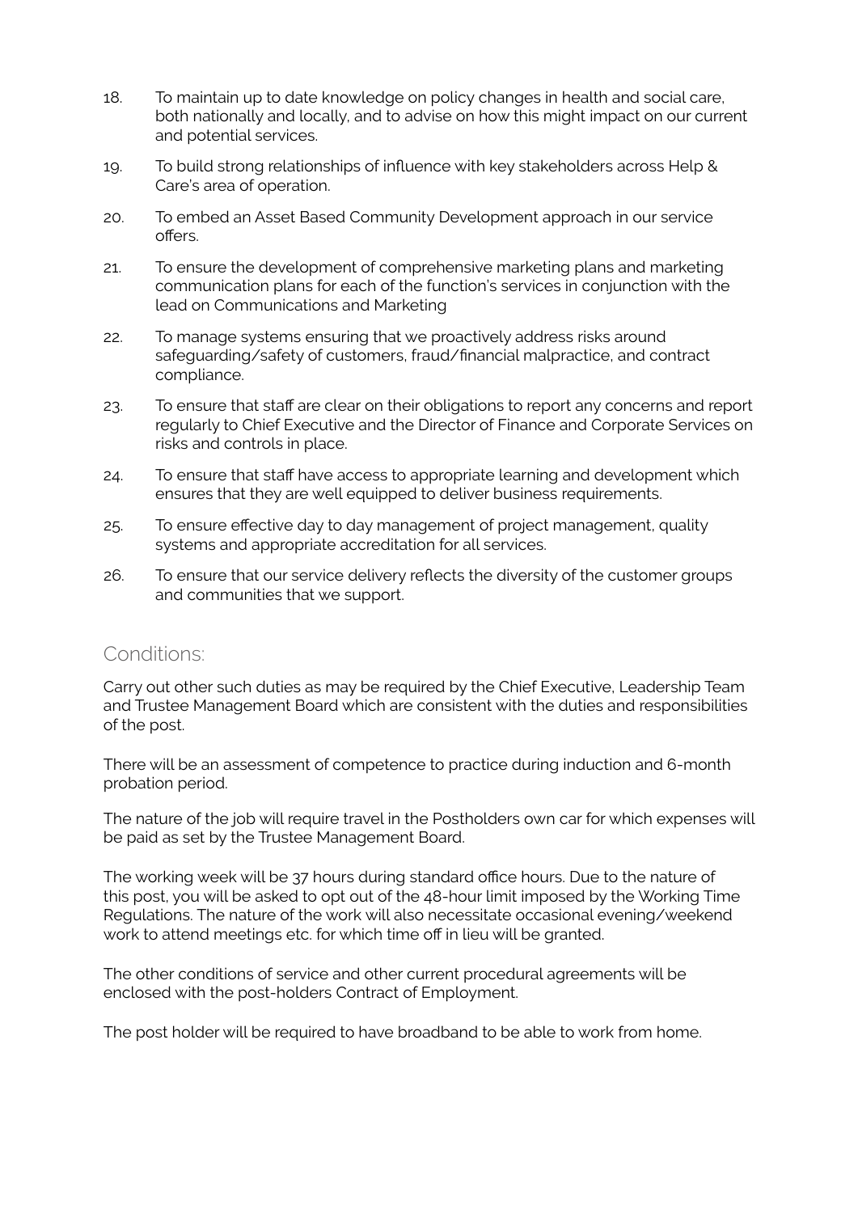18. To maintain up to date knowledge on policy changes in health and social care, both nationally and locally, and to advise on how this might impact on our current and potential services.
19. To build strong relationships of influence with key stakeholders across Help & Care's area of operation.
20. To embed an Asset Based Community Development approach in our service offers.
21. To ensure the development of comprehensive marketing plans and marketing communication plans for each of the function's services in conjunction with the lead on Communications and Marketing
22. To manage systems ensuring that we proactively address risks around safeguarding/safety of customers, fraud/financial malpractice, and contract compliance.
23. To ensure that staff are clear on their obligations to report any concerns and report regularly to Chief Executive and the Director of Finance and Corporate Services on risks and controls in place.
24. To ensure that staff have access to appropriate learning and development which ensures that they are well equipped to deliver business requirements.
25. To ensure effective day to day management of project management, quality systems and appropriate accreditation for all services.
26. To ensure that our service delivery reflects the diversity of the customer groups and communities that we support.

## Conditions:

Carry out other such duties as may be required by the Chief Executive, Leadership Team and Trustee Management Board which are consistent with the duties and responsibilities of the post.

There will be an assessment of competence to practice during induction and 6-month probation period.

The nature of the job will require travel in the Postholders own car for which expenses will be paid as set by the Trustee Management Board.

The working week will be 37 hours during standard office hours. Due to the nature of this post, you will be asked to opt out of the 48-hour limit imposed by the Working Time Regulations. The nature of the work will also necessitate occasional evening/weekend work to attend meetings etc. for which time off in lieu will be granted.

The other conditions of service and other current procedural agreements will be enclosed with the post-holders Contract of Employment.

The post holder will be required to have broadband to be able to work from home.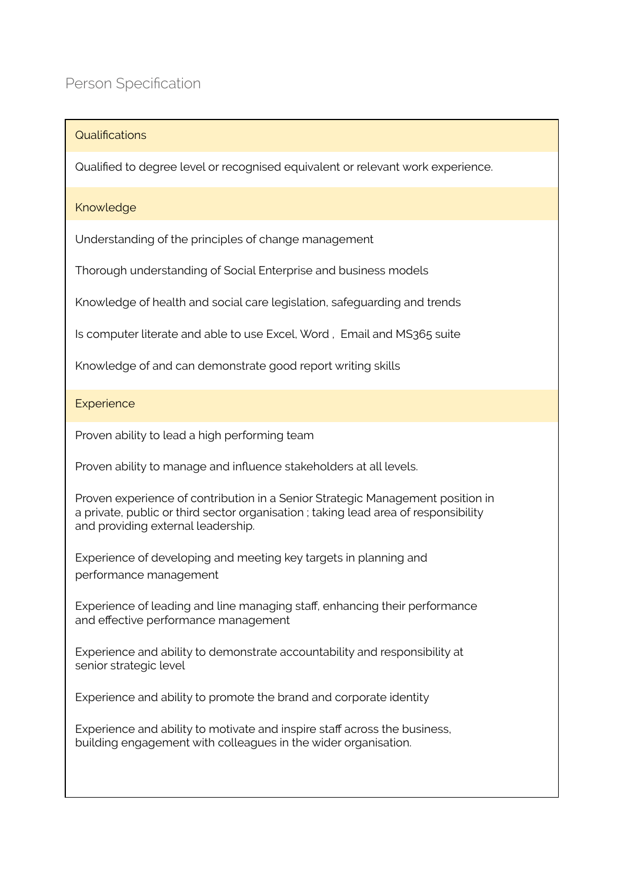## Person Specification

| Qualifications |
| --- |
| Qualified to degree level or recognised equivalent or relevant work experience. |
| **Knowledge** |
| Understanding of the principles of change management |
| Thorough understanding of Social Enterprise and business models |
| Knowledge of health and social care legislation, safeguarding and trends |
| Is computer literate and able to use Excel, Word , Email and MS365 suite |
| Knowledge of and can demonstrate good report writing skills |
| **Experience** |
| Proven ability to lead a high performing team |
| Proven ability to manage and influence stakeholders at all levels. |
| Proven experience of contribution in a Senior Strategic Management position in a private, public or third sector organisation ; taking lead area of responsibility and providing external leadership. |
| Experience of developing and meeting key targets in planning and performance management |
| Experience of leading and line managing staff, enhancing their performance and effective performance management |
| Experience and ability to demonstrate accountability and responsibility at senior strategic level |
| Experience and ability to promote the brand and corporate identity |
| Experience and ability to motivate and inspire staff across the business, building engagement with colleagues in the wider organisation. |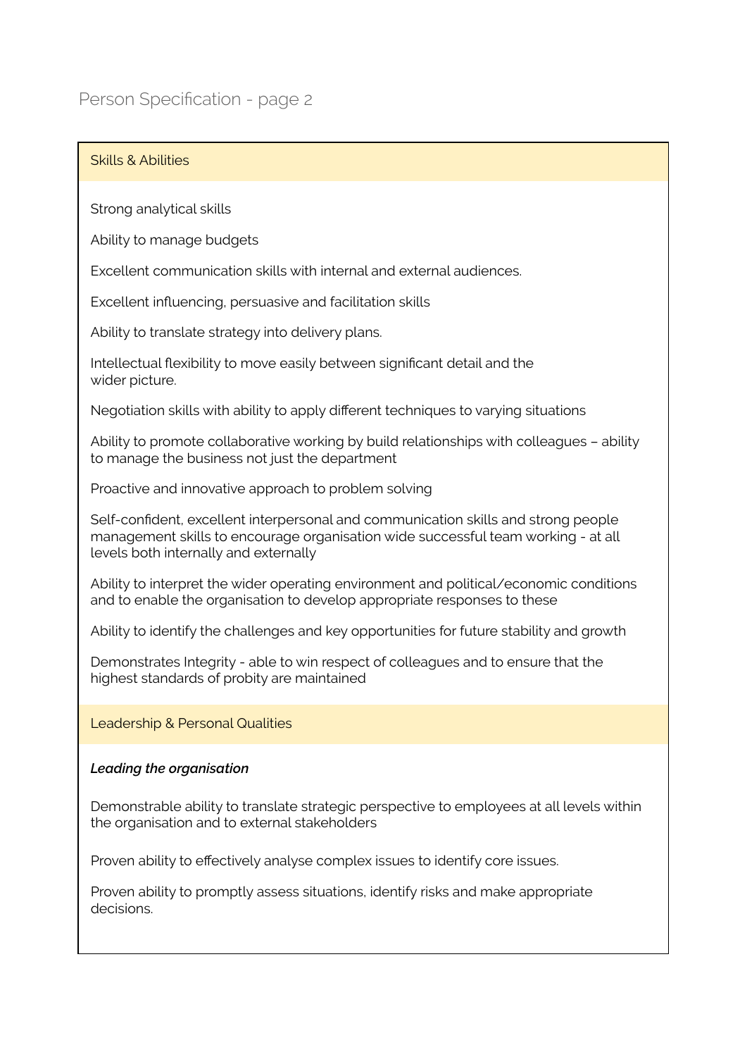# Person Specification - page 2

## Skills & Abilities

Strong analytical skills

Ability to manage budgets

Excellent communication skills with internal and external audiences.

Excellent influencing, persuasive and facilitation skills

Ability to translate strategy into delivery plans.

Intellectual flexibility to move easily between significant detail and the wider picture.

Negotiation skills with ability to apply different techniques to varying situations

Ability to promote collaborative working by build relationships with colleagues – ability to manage the business not just the department

Proactive and innovative approach to problem solving

Self-confident, excellent interpersonal and communication skills and strong people management skills to encourage organisation wide successful team working - at all levels both internally and externally

Ability to interpret the wider operating environment and political/economic conditions and to enable the organisation to develop appropriate responses to these

Ability to identify the challenges and key opportunities for future stability and growth

Demonstrates Integrity - able to win respect of colleagues and to ensure that the highest standards of probity are maintained

## Leadership & Personal Qualities

***Leading the organisation***

Demonstrable ability to translate strategic perspective to employees at all levels within the organisation and to external stakeholders

Proven ability to effectively analyse complex issues to identify core issues.

Proven ability to promptly assess situations, identify risks and make appropriate decisions.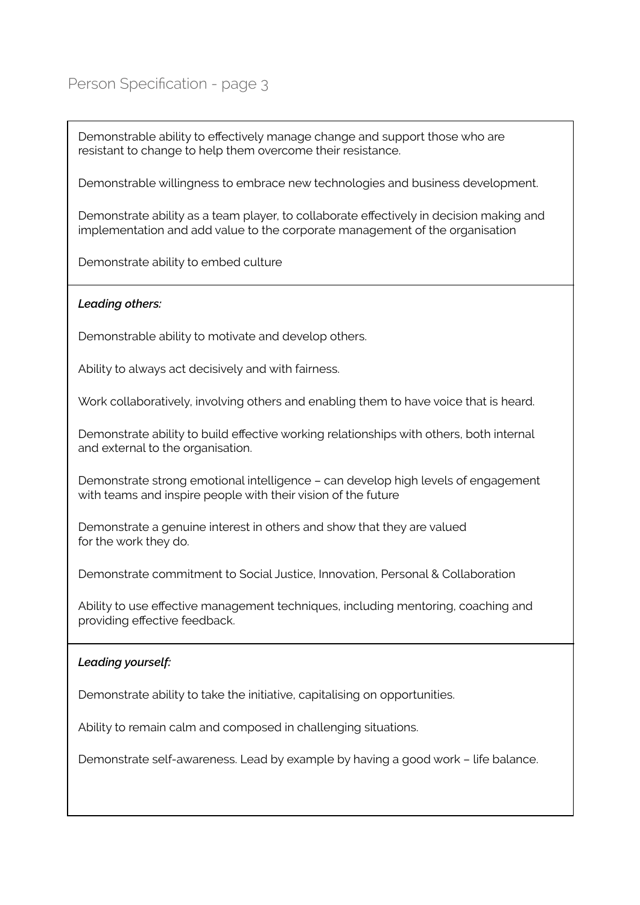## Person Specification - page 3

Demonstrable ability to effectively manage change and support those who are resistant to change to help them overcome their resistance.

Demonstrable willingness to embrace new technologies and business development.

Demonstrate ability as a team player, to collaborate effectively in decision making and implementation and add value to the corporate management of the organisation

Demonstrate ability to embed culture

***Leading others:***

Demonstrable ability to motivate and develop others.

Ability to always act decisively and with fairness.

Work collaboratively, involving others and enabling them to have voice that is heard.

Demonstrate ability to build effective working relationships with others, both internal and external to the organisation.

Demonstrate strong emotional intelligence – can develop high levels of engagement with teams and inspire people with their vision of the future

Demonstrate a genuine interest in others and show that they are valued for the work they do.

Demonstrate commitment to Social Justice, Innovation, Personal & Collaboration

Ability to use effective management techniques, including mentoring, coaching and providing effective feedback.

***Leading yourself:***

Demonstrate ability to take the initiative, capitalising on opportunities.

Ability to remain calm and composed in challenging situations.

Demonstrate self-awareness. Lead by example by having a good work – life balance.